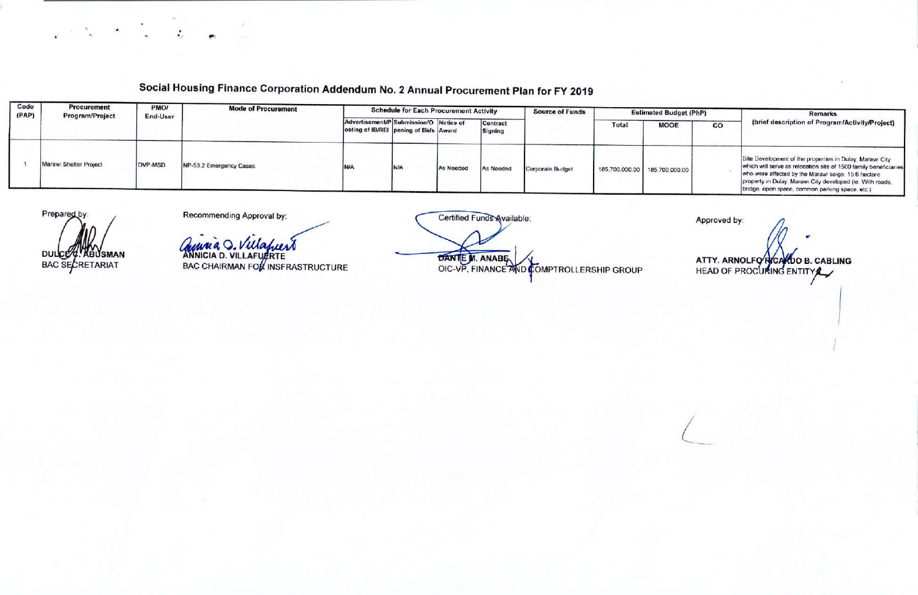# Social Housing Finance Corporation Addendum No. 2 Annual Procurement Plan for FY 2019

| Code (PAP) | Procurement Program/Project | PMO/ End-User | Mode of Procurement | Schedule for Each Procurement Activity | | | | Source of Funds | Estimated Budget (PhP) | | | Remarks (brief description of Program/Activity/Project) |
|---|---|---|---|---|---|---|---|---|---|---|---|---|
| | | | | Advertisement/Posting of IB/REI | Submission/Opening of Bids | Notice of Award | Contract Signing | | Total | MOOE | CO | |
| 1 | Marawi Shelter Project | OVP-MSD | NP-53.2 Emergency Cases | N/A | N/A | As Needed | As Needed | Corporate Budget | 185,700,000.00 | 185,700,000.00 | - | Site Development of the properties in Dulay, Marawi City which will serve as relocation site of 1500 family beneficiaries who were affected by the Marawi seige. 15.6 hectare property in Dulay, Marawi City developed (ie. With roads, bridge, open space, common parking space, etc.) |

Prepared by:

DULCE C. ABUSMAN
BAC SECRETARIAT

Recommending Approval by:

ANNICIA D. VILLAFUERTE
BAC CHAIRMAN FOR INSFRASTRUCTURE

Certified Funds Available:

DANTE M. ANABE
OIC-VP, FINANCE AND COMPTROLLERSHIP GROUP

Approved by:

ATTY. ARNOLFO RICARDO B. CABLING
HEAD OF PROCURING ENTITY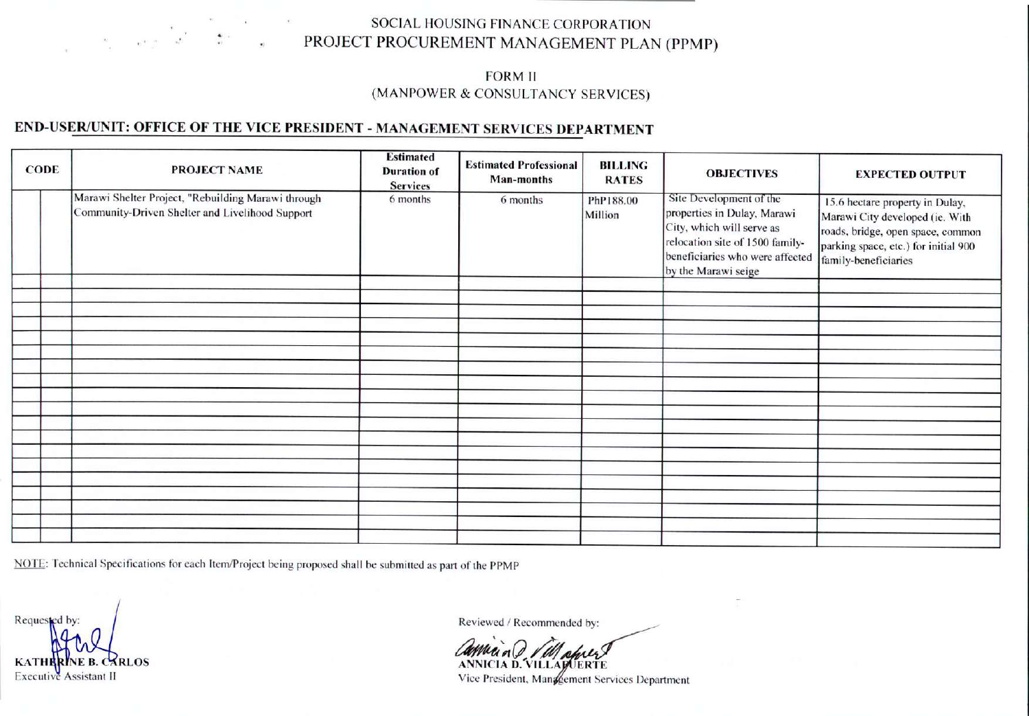SOCIAL HOUSING FINANCE CORPORATION

PROJECT PROCUREMENT MANAGEMENT PLAN (PPMP)

FORM II

(MANPOWER & CONSULTANCY SERVICES)

**END-USER/UNIT: OFFICE OF THE VICE PRESIDENT - MANAGEMENT SERVICES DEPARTMENT**

| CODE | | PROJECT NAME | Estimated Duration of Services | Estimated Professional Man-months | BILLING RATES | OBJECTIVES | EXPECTED OUTPUT |
|---|---|---|---|---|---|---|---|
| | | Marawi Shelter Project, "Rebuilding Marawi through Community-Driven Shelter and Livelihood Support | 6 months | 6 months | PhP188.00 Million | Site Development of the properties in Dulay, Marawi City, which will serve as relocation site of 1500 family-beneficiaries who were affected by the Marawi seige | 15.6 hectare property in Dulay, Marawi City developed (ie. With roads, bridge, open space, common parking space, etc.) for initial 900 family-beneficiaries |
| | | | | | | | |
| | | | | | | | |
| | | | | | | | |
| | | | | | | | |
| | | | | | | | |
| | | | | | | | |
| | | | | | | | |
| | | | | | | | |
| | | | | | | | |
| | | | | | | | |
| | | | | | | | |
| | | | | | | | |
| | | | | | | | |
| | | | | | | | |
| | | | | | | | |
| | | | | | | | |
| | | | | | | | |
| | | | | | | | |

NOTE: Technical Specifications for each Item/Project being proposed shall be submitted as part of the PPMP

Requested by:

**KATHERINE B. CARLOS**
Executive Assistant II

Reviewed / Recommended by:

**ANNICIA D. VILLAPUERTE**
Vice President, Management Services Department